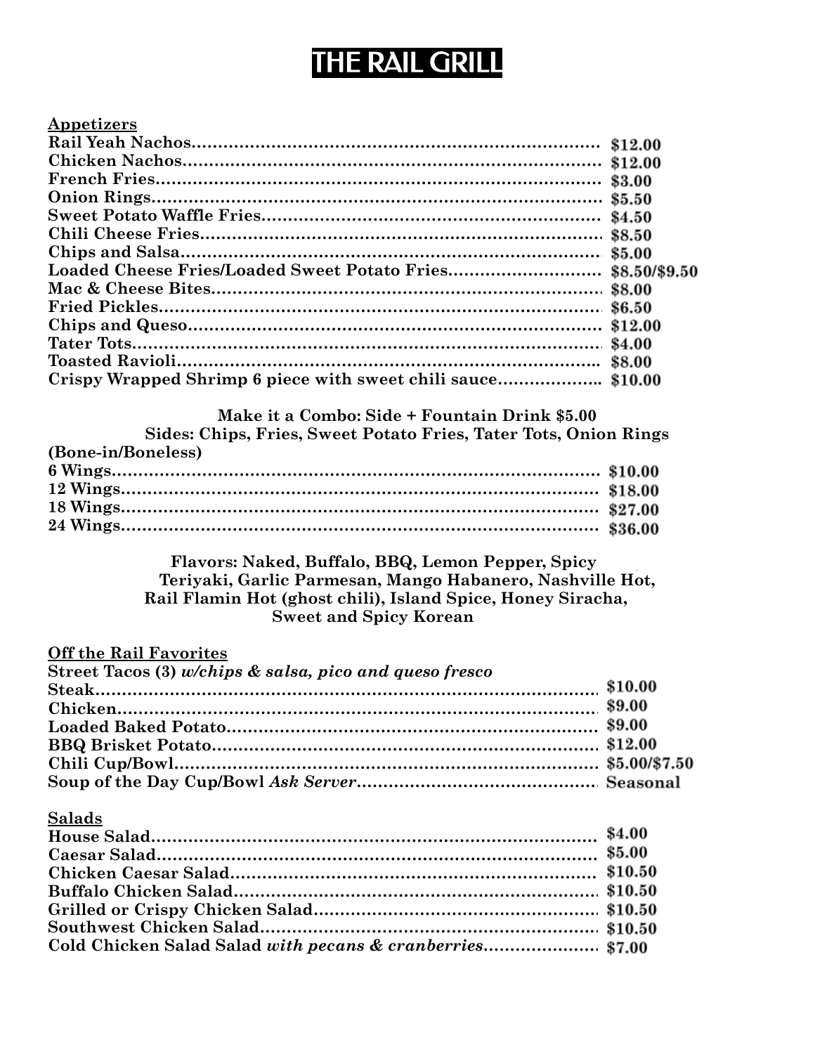# THE RAIL GRILL

## Appetizers

| Item | Price |
|---|---|
| **Rail Yeah Nachos** | **$12.00** |
| **Chicken Nachos** | **$12.00** |
| **French Fries** | **$3.00** |
| **Onion Rings** | **$5.50** |
| **Sweet Potato Waffle Fries** | **$4.50** |
| **Chili Cheese Fries** | **$8.50** |
| **Chips and Salsa** | **$5.00** |
| **Loaded Cheese Fries/Loaded Sweet Potato Fries** | **$8.50/$9.50** |
| **Mac & Cheese Bites** | **$8.00** |
| **Fried Pickles** | **$6.50** |
| **Chips and Queso** | **$12.00** |
| **Tater Tots** | **$4.00** |
| **Toasted Ravioli** | **$8.00** |
| **Crispy Wrapped Shrimp 6 piece with sweet chili sauce** | **$10.00** |

**Make it a Combo: Side + Fountain Drink $5.00**

**Sides: Chips, Fries, Sweet Potato Fries, Tater Tots, Onion Rings**

**(Bone-in/Boneless)**

| Item | Price |
|---|---|
| **6 Wings** | **$10.00** |
| **12 Wings** | **$18.00** |
| **18 Wings** | **$27.00** |
| **24 Wings** | **$36.00** |

**Flavors: Naked, Buffalo, BBQ, Lemon Pepper, Spicy Teriyaki, Garlic Parmesan, Mango Habanero, Nashville Hot, Rail Flamin Hot (ghost chili), Island Spice, Honey Siracha, Sweet and Spicy Korean**

## Off the Rail Favorites

**Street Tacos (3)** ***w/chips & salsa, pico and queso fresco***

| Item | Price |
|---|---|
| **Steak** | **$10.00** |
| **Chicken** | **$9.00** |
| **Loaded Baked Potato** | **$9.00** |
| **BBQ Brisket Potato** | **$12.00** |
| **Chili Cup/Bowl** | **$5.00/$7.50** |
| **Soup of the Day Cup/Bowl** ***Ask Server*** | **Seasonal** |

## Salads

| Item | Price |
|---|---|
| **House Salad** | **$4.00** |
| **Caesar Salad** | **$5.00** |
| **Chicken Caesar Salad** | **$10.50** |
| **Buffalo Chicken Salad** | **$10.50** |
| **Grilled or Crispy Chicken Salad** | **$10.50** |
| **Southwest Chicken Salad** | **$10.50** |
| **Cold Chicken Salad Salad** ***with pecans & cranberries*** | **$7.00** |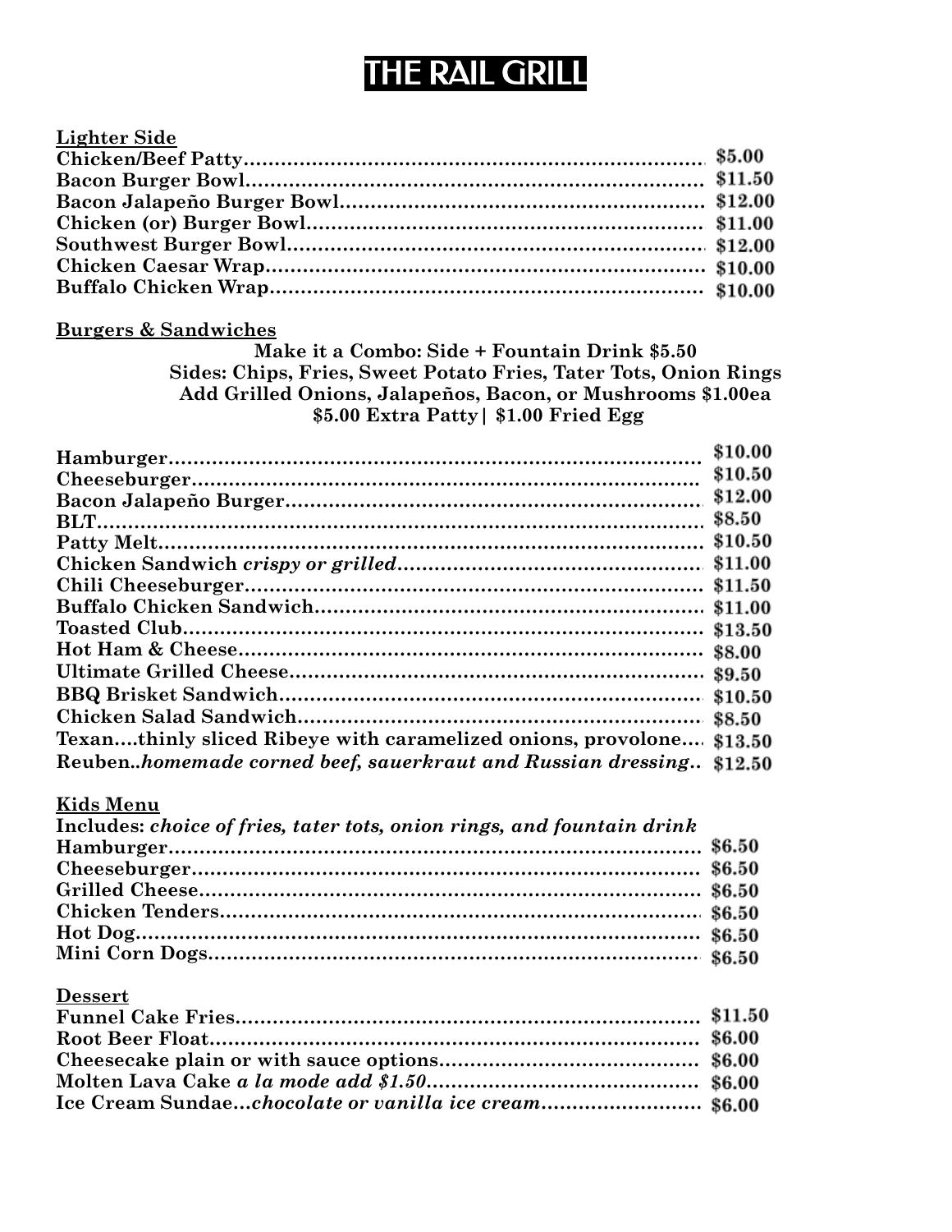# THE RAIL GRILL

**Lighter Side**

**Chicken/Beef Patty**........................................................................ $5.00
**Bacon Burger Bowl**........................................................................ $11.50
**Bacon Jalapeño Burger Bowl**........................................................ $12.00
**Chicken (or) Burger Bowl**............................................................. $11.00
**Southwest Burger Bowl**................................................................. $12.00
**Chicken Caesar Wrap**.................................................................... $10.00
**Buffalo Chicken Wrap**................................................................... $10.00

**Burgers & Sandwiches**

**Make it a Combo: Side + Fountain Drink $5.50**
**Sides: Chips, Fries, Sweet Potato Fries, Tater Tots, Onion Rings**
**Add Grilled Onions, Jalapeños, Bacon, or Mushrooms $1.00ea**
**$5.00 Extra Patty | $1.00 Fried Egg**

**Hamburger**...................................................................................... $10.00
**Cheeseburger**.................................................................................. $10.50
**Bacon Jalapeño Burger**................................................................... $12.00
**BLT**.................................................................................................. $8.50
**Patty Melt**........................................................................................ $10.50
**Chicken Sandwich** ***crispy or grilled***................................................ $11.00
**Chili Cheeseburger**......................................................................... $11.50
**Buffalo Chicken Sandwich**.............................................................. $11.00
**Toasted Club**.................................................................................... $13.50
**Hot Ham & Cheese**.......................................................................... $8.00
**Ultimate Grilled Cheese**.................................................................. $9.50
**BBQ Brisket Sandwich**..................................................................... $10.50
**Chicken Salad Sandwich**................................................................. $8.50
**Texan....thinly sliced Ribeye with caramelized onions, provolone**.... $13.50
**Reuben..*homemade corned beef, sauerkraut and Russian dressing*..** $12.50

**Kids Menu**

**Includes:** ***choice of fries, tater tots, onion rings, and fountain drink***

**Hamburger**...................................................................................... $6.50
**Cheeseburger**.................................................................................. $6.50
**Grilled Cheese**................................................................................. $6.50
**Chicken Tenders**............................................................................. $6.50
**Hot Dog**........................................................................................... $6.50
**Mini Corn Dogs**............................................................................... $6.50

**Dessert**

**Funnel Cake Fries**........................................................................... $11.50
**Root Beer Float**............................................................................... $6.00
**Cheesecake plain or with sauce options**......................................... $6.00
**Molten Lava Cake** ***a la mode add $1.50***.......................................... $6.00
**Ice Cream Sundae...*chocolate or vanilla ice cream*........................** $6.00